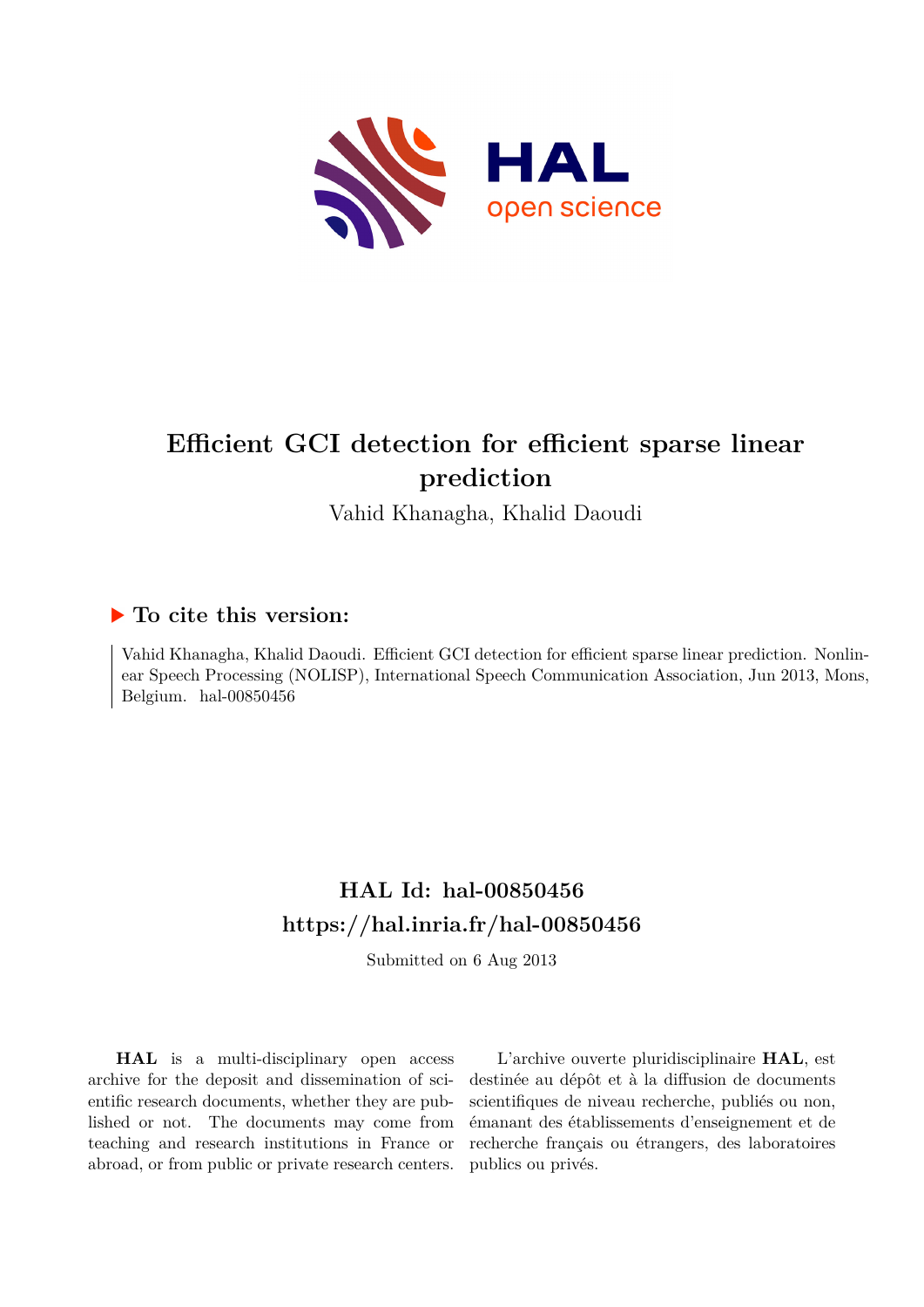# Efficient GCI detection for efficient sparse linear prediction

Vahid Khanagha, Khalid Daoudi

## ▶ To cite this version:

Vahid Khanagha, Khalid Daoudi. Efficient GCI detection for efficient sparse linear prediction. Nonlinear Speech Processing (NOLISP), International Speech Communication Association, Jun 2013, Mons, Belgium. hal-00850456

## HAL Id: hal-00850456

## https://hal.inria.fr/hal-00850456

Submitted on 6 Aug 2013

**HAL** is a multi-disciplinary open access archive for the deposit and dissemination of scientific research documents, whether they are published or not. The documents may come from teaching and research institutions in France or abroad, or from public or private research centers.

L'archive ouverte pluridisciplinaire **HAL**, est destinée au dépôt et à la diffusion de documents scientifiques de niveau recherche, publiés ou non, émanant des établissements d'enseignement et de recherche français ou étrangers, des laboratoires publics ou privés.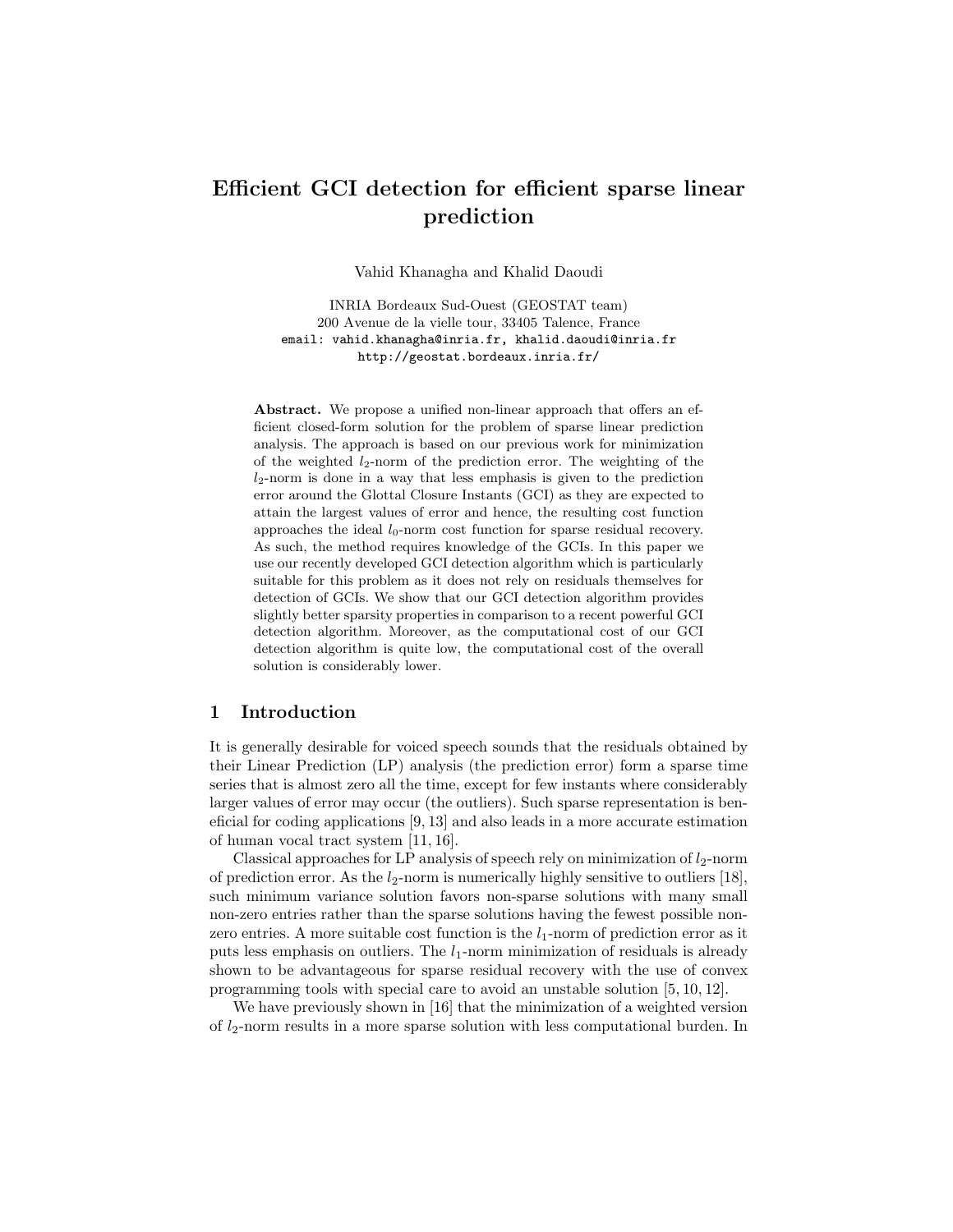# Efficient GCI detection for efficient sparse linear prediction

Vahid Khanagha and Khalid Daoudi

INRIA Bordeaux Sud-Ouest (GEOSTAT team)
200 Avenue de la vielle tour, 33405 Talence, France
email: vahid.khanagha@inria.fr, khalid.daoudi@inria.fr
http://geostat.bordeaux.inria.fr/

**Abstract.** We propose a unified non-linear approach that offers an efficient closed-form solution for the problem of sparse linear prediction analysis. The approach is based on our previous work for minimization of the weighted $l_2$-norm of the prediction error. The weighting of the $l_2$-norm is done in a way that less emphasis is given to the prediction error around the Glottal Closure Instants (GCI) as they are expected to attain the largest values of error and hence, the resulting cost function approaches the ideal $l_0$-norm cost function for sparse residual recovery. As such, the method requires knowledge of the GCIs. In this paper we use our recently developed GCI detection algorithm which is particularly suitable for this problem as it does not rely on residuals themselves for detection of GCIs. We show that our GCI detection algorithm provides slightly better sparsity properties in comparison to a recent powerful GCI detection algorithm. Moreover, as the computational cost of our GCI detection algorithm is quite low, the computational cost of the overall solution is considerably lower.

## 1 Introduction

It is generally desirable for voiced speech sounds that the residuals obtained by their Linear Prediction (LP) analysis (the prediction error) form a sparse time series that is almost zero all the time, except for few instants where considerably larger values of error may occur (the outliers). Such sparse representation is beneficial for coding applications [9, 13] and also leads in a more accurate estimation of human vocal tract system [11, 16].

Classical approaches for LP analysis of speech rely on minimization of $l_2$-norm of prediction error. As the $l_2$-norm is numerically highly sensitive to outliers [18], such minimum variance solution favors non-sparse solutions with many small non-zero entries rather than the sparse solutions having the fewest possible non-zero entries. A more suitable cost function is the $l_1$-norm of prediction error as it puts less emphasis on outliers. The $l_1$-norm minimization of residuals is already shown to be advantageous for sparse residual recovery with the use of convex programming tools with special care to avoid an unstable solution [5, 10, 12].

We have previously shown in [16] that the minimization of a weighted version of $l_2$-norm results in a more sparse solution with less computational burden. In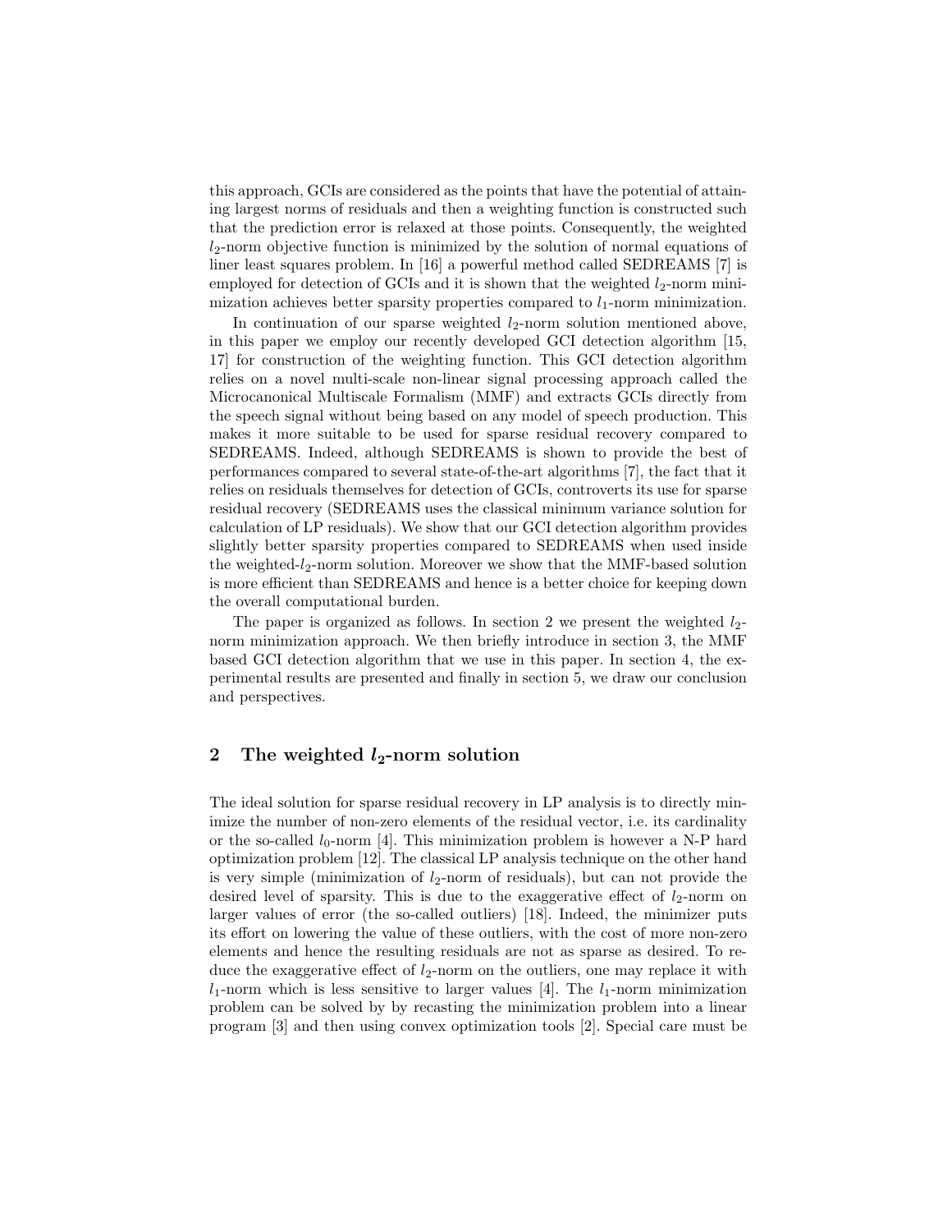this approach, GCIs are considered as the points that have the potential of attaining largest norms of residuals and then a weighting function is constructed such that the prediction error is relaxed at those points. Consequently, the weighted $l_2$-norm objective function is minimized by the solution of normal equations of liner least squares problem. In [16] a powerful method called SEDREAMS [7] is employed for detection of GCIs and it is shown that the weighted $l_2$-norm minimization achieves better sparsity properties compared to $l_1$-norm minimization.

In continuation of our sparse weighted $l_2$-norm solution mentioned above, in this paper we employ our recently developed GCI detection algorithm [15, 17] for construction of the weighting function. This GCI detection algorithm relies on a novel multi-scale non-linear signal processing approach called the Microcanonical Multiscale Formalism (MMF) and extracts GCIs directly from the speech signal without being based on any model of speech production. This makes it more suitable to be used for sparse residual recovery compared to SEDREAMS. Indeed, although SEDREAMS is shown to provide the best of performances compared to several state-of-the-art algorithms [7], the fact that it relies on residuals themselves for detection of GCIs, controverts its use for sparse residual recovery (SEDREAMS uses the classical minimum variance solution for calculation of LP residuals). We show that our GCI detection algorithm provides slightly better sparsity properties compared to SEDREAMS when used inside the weighted-$l_2$-norm solution. Moreover we show that the MMF-based solution is more efficient than SEDREAMS and hence is a better choice for keeping down the overall computational burden.

The paper is organized as follows. In section 2 we present the weighted $l_2$-norm minimization approach. We then briefly introduce in section 3, the MMF based GCI detection algorithm that we use in this paper. In section 4, the experimental results are presented and finally in section 5, we draw our conclusion and perspectives.

## 2 The weighted $l_2$-norm solution

The ideal solution for sparse residual recovery in LP analysis is to directly minimize the number of non-zero elements of the residual vector, i.e. its cardinality or the so-called $l_0$-norm [4]. This minimization problem is however a N-P hard optimization problem [12]. The classical LP analysis technique on the other hand is very simple (minimization of $l_2$-norm of residuals), but can not provide the desired level of sparsity. This is due to the exaggerative effect of $l_2$-norm on larger values of error (the so-called outliers) [18]. Indeed, the minimizer puts its effort on lowering the value of these outliers, with the cost of more non-zero elements and hence the resulting residuals are not as sparse as desired. To reduce the exaggerative effect of $l_2$-norm on the outliers, one may replace it with $l_1$-norm which is less sensitive to larger values [4]. The $l_1$-norm minimization problem can be solved by by recasting the minimization problem into a linear program [3] and then using convex optimization tools [2]. Special care must be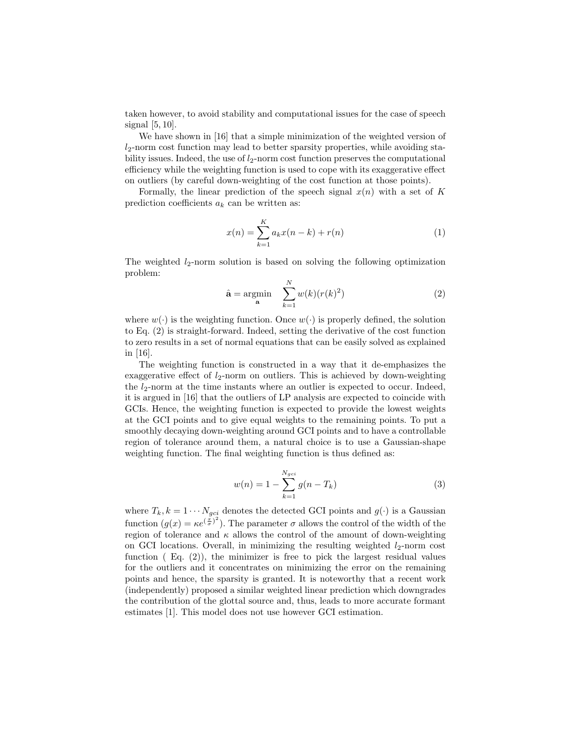taken however, to avoid stability and computational issues for the case of speech signal [5, 10].

We have shown in [16] that a simple minimization of the weighted version of $l_2$-norm cost function may lead to better sparsity properties, while avoiding stability issues. Indeed, the use of $l_2$-norm cost function preserves the computational efficiency while the weighting function is used to cope with its exaggerative effect on outliers (by careful down-weighting of the cost function at those points).

Formally, the linear prediction of the speech signal $x(n)$ with a set of $K$ prediction coefficients $a_k$ can be written as:

$$x(n) = \sum_{k=1}^{K} a_k x(n-k) + r(n) \tag{1}$$

The weighted $l_2$-norm solution is based on solving the following optimization problem:

$$\hat{\mathbf{a}} = \underset{\mathbf{a}}{\operatorname{argmin}} \quad \sum_{k=1}^{N} w(k)(r(k)^2) \tag{2}$$

where $w(\cdot)$ is the weighting function. Once $w(\cdot)$ is properly defined, the solution to Eq. (2) is straight-forward. Indeed, setting the derivative of the cost function to zero results in a set of normal equations that can be easily solved as explained in [16].

The weighting function is constructed in a way that it de-emphasizes the exaggerative effect of $l_2$-norm on outliers. This is achieved by down-weighting the $l_2$-norm at the time instants where an outlier is expected to occur. Indeed, it is argued in [16] that the outliers of LP analysis are expected to coincide with GCIs. Hence, the weighting function is expected to provide the lowest weights at the GCI points and to give equal weights to the remaining points. To put a smoothly decaying down-weighting around GCI points and to have a controllable region of tolerance around them, a natural choice is to use a Gaussian-shape weighting function. The final weighting function is thus defined as:

$$w(n) = 1 - \sum_{k=1}^{N_{gci}} g(n - T_k) \tag{3}$$

where $T_k, k = 1 \cdots N_{gci}$ denotes the detected GCI points and $g(\cdot)$ is a Gaussian function ($g(x) = \kappa e^{(\frac{x}{\sigma})^2}$). The parameter $\sigma$ allows the control of the width of the region of tolerance and $\kappa$ allows the control of the amount of down-weighting on GCI locations. Overall, in minimizing the resulting weighted $l_2$-norm cost function ( Eq. (2)), the minimizer is free to pick the largest residual values for the outliers and it concentrates on minimizing the error on the remaining points and hence, the sparsity is granted. It is noteworthy that a recent work (independently) proposed a similar weighted linear prediction which downgrades the contribution of the glottal source and, thus, leads to more accurate formant estimates [1]. This model does not use however GCI estimation.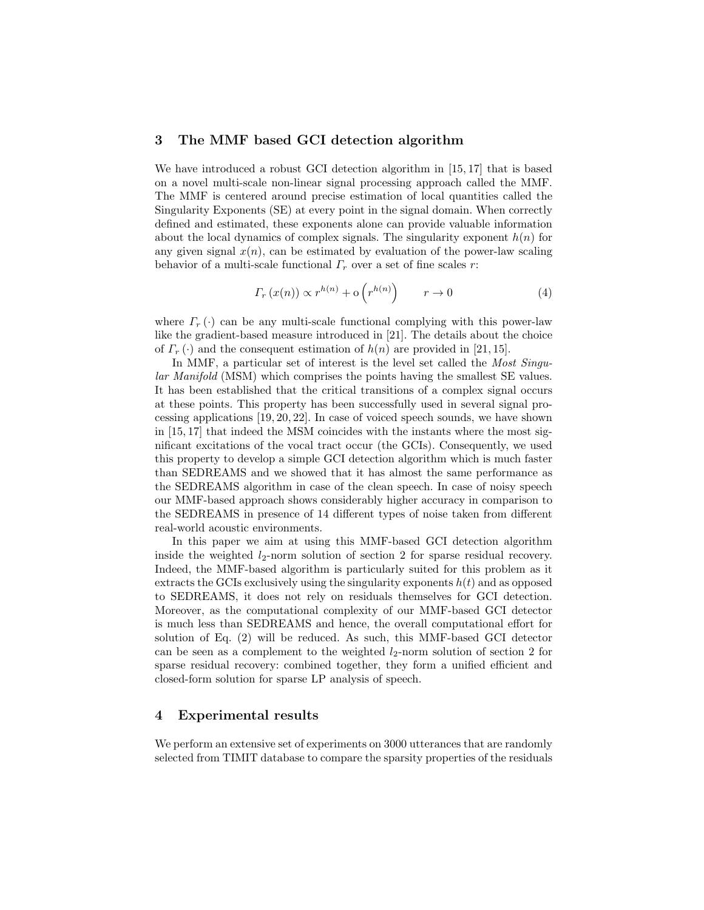## 3 The MMF based GCI detection algorithm

We have introduced a robust GCI detection algorithm in [15, 17] that is based on a novel multi-scale non-linear signal processing approach called the MMF. The MMF is centered around precise estimation of local quantities called the Singularity Exponents (SE) at every point in the signal domain. When correctly defined and estimated, these exponents alone can provide valuable information about the local dynamics of complex signals. The singularity exponent $h(n)$ for any given signal $x(n)$, can be estimated by evaluation of the power-law scaling behavior of a multi-scale functional $\Gamma_r$ over a set of fine scales $r$:

$$\Gamma_r\left(x(n)\right) \propto r^{h(n)} + \mathrm{o}\left(r^{h(n)}\right) \qquad r \to 0 \tag{4}$$

where $\Gamma_r(\cdot)$ can be any multi-scale functional complying with this power-law like the gradient-based measure introduced in [21]. The details about the choice of $\Gamma_r(\cdot)$ and the consequent estimation of $h(n)$ are provided in [21, 15].

In MMF, a particular set of interest is the level set called the *Most Singular Manifold* (MSM) which comprises the points having the smallest SE values. It has been established that the critical transitions of a complex signal occurs at these points. This property has been successfully used in several signal processing applications [19, 20, 22]. In case of voiced speech sounds, we have shown in [15, 17] that indeed the MSM coincides with the instants where the most significant excitations of the vocal tract occur (the GCIs). Consequently, we used this property to develop a simple GCI detection algorithm which is much faster than SEDREAMS and we showed that it has almost the same performance as the SEDREAMS algorithm in case of the clean speech. In case of noisy speech our MMF-based approach shows considerably higher accuracy in comparison to the SEDREAMS in presence of 14 different types of noise taken from different real-world acoustic environments.

In this paper we aim at using this MMF-based GCI detection algorithm inside the weighted $l_2$-norm solution of section 2 for sparse residual recovery. Indeed, the MMF-based algorithm is particularly suited for this problem as it extracts the GCIs exclusively using the singularity exponents $h(t)$ and as opposed to SEDREAMS, it does not rely on residuals themselves for GCI detection. Moreover, as the computational complexity of our MMF-based GCI detector is much less than SEDREAMS and hence, the overall computational effort for solution of Eq. (2) will be reduced. As such, this MMF-based GCI detector can be seen as a complement to the weighted $l_2$-norm solution of section 2 for sparse residual recovery: combined together, they form a unified efficient and closed-form solution for sparse LP analysis of speech.

## 4 Experimental results

We perform an extensive set of experiments on 3000 utterances that are randomly selected from TIMIT database to compare the sparsity properties of the residuals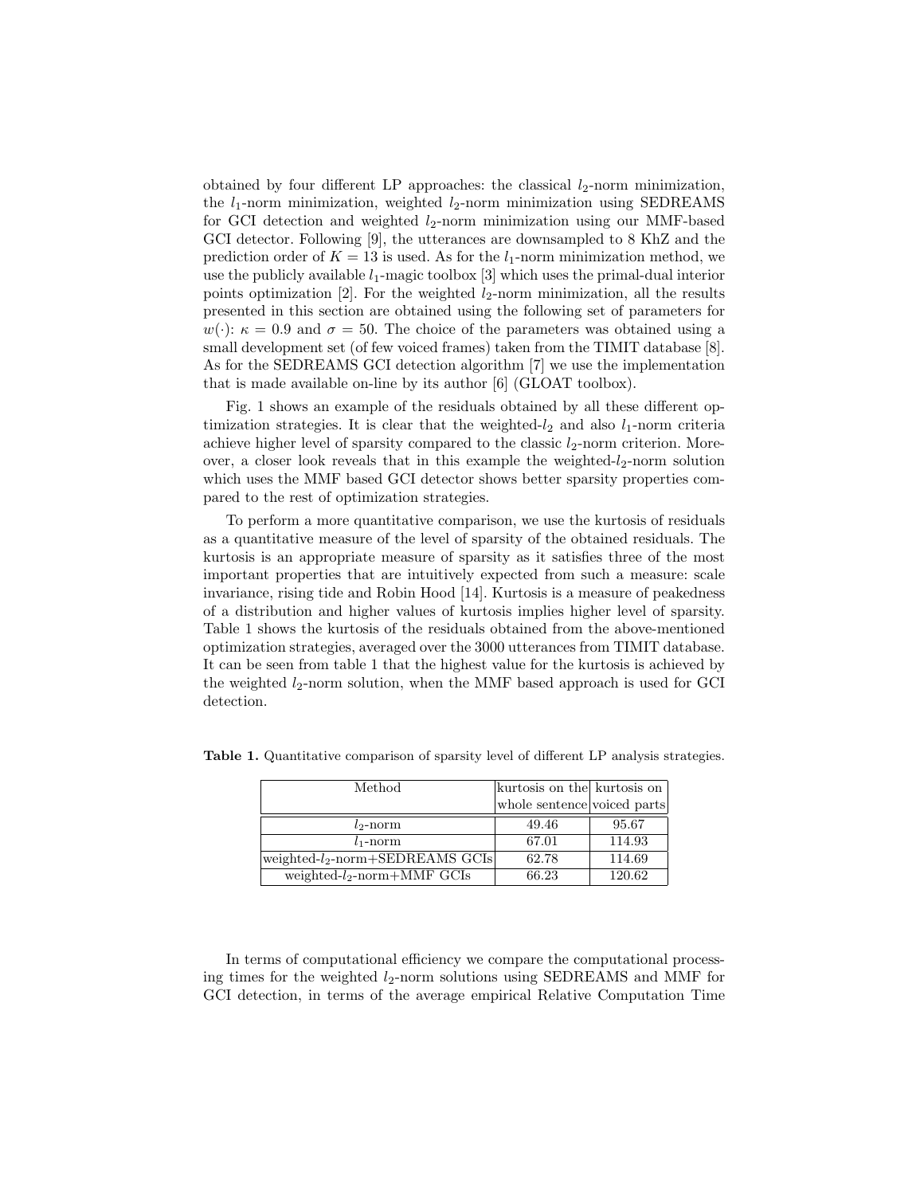obtained by four different LP approaches: the classical $l_2$-norm minimization, the $l_1$-norm minimization, weighted $l_2$-norm minimization using SEDREAMS for GCI detection and weighted $l_2$-norm minimization using our MMF-based GCI detector. Following [9], the utterances are downsampled to 8 KhZ and the prediction order of $K = 13$ is used. As for the $l_1$-norm minimization method, we use the publicly available $l_1$-magic toolbox [3] which uses the primal-dual interior points optimization [2]. For the weighted $l_2$-norm minimization, all the results presented in this section are obtained using the following set of parameters for $w(\cdot)$: $\kappa = 0.9$ and $\sigma = 50$. The choice of the parameters was obtained using a small development set (of few voiced frames) taken from the TIMIT database [8]. As for the SEDREAMS GCI detection algorithm [7] we use the implementation that is made available on-line by its author [6] (GLOAT toolbox).

Fig. 1 shows an example of the residuals obtained by all these different optimization strategies. It is clear that the weighted-$l_2$ and also $l_1$-norm criteria achieve higher level of sparsity compared to the classic $l_2$-norm criterion. Moreover, a closer look reveals that in this example the weighted-$l_2$-norm solution which uses the MMF based GCI detector shows better sparsity properties compared to the rest of optimization strategies.

To perform a more quantitative comparison, we use the kurtosis of residuals as a quantitative measure of the level of sparsity of the obtained residuals. The kurtosis is an appropriate measure of sparsity as it satisfies three of the most important properties that are intuitively expected from such a measure: scale invariance, rising tide and Robin Hood [14]. Kurtosis is a measure of peakedness of a distribution and higher values of kurtosis implies higher level of sparsity. Table 1 shows the kurtosis of the residuals obtained from the above-mentioned optimization strategies, averaged over the 3000 utterances from TIMIT database. It can be seen from table 1 that the highest value for the kurtosis is achieved by the weighted $l_2$-norm solution, when the MMF based approach is used for GCI detection.

**Table 1.** Quantitative comparison of sparsity level of different LP analysis strategies.

| Method | kurtosis on the whole sentence | kurtosis on voiced parts |
|---|---|---|
| $l_2$-norm | 49.46 | 95.67 |
| $l_1$-norm | 67.01 | 114.93 |
| weighted-$l_2$-norm+SEDREAMS GCIs | 62.78 | 114.69 |
| weighted-$l_2$-norm+MMF GCIs | 66.23 | 120.62 |

In terms of computational efficiency we compare the computational processing times for the weighted $l_2$-norm solutions using SEDREAMS and MMF for GCI detection, in terms of the average empirical Relative Computation Time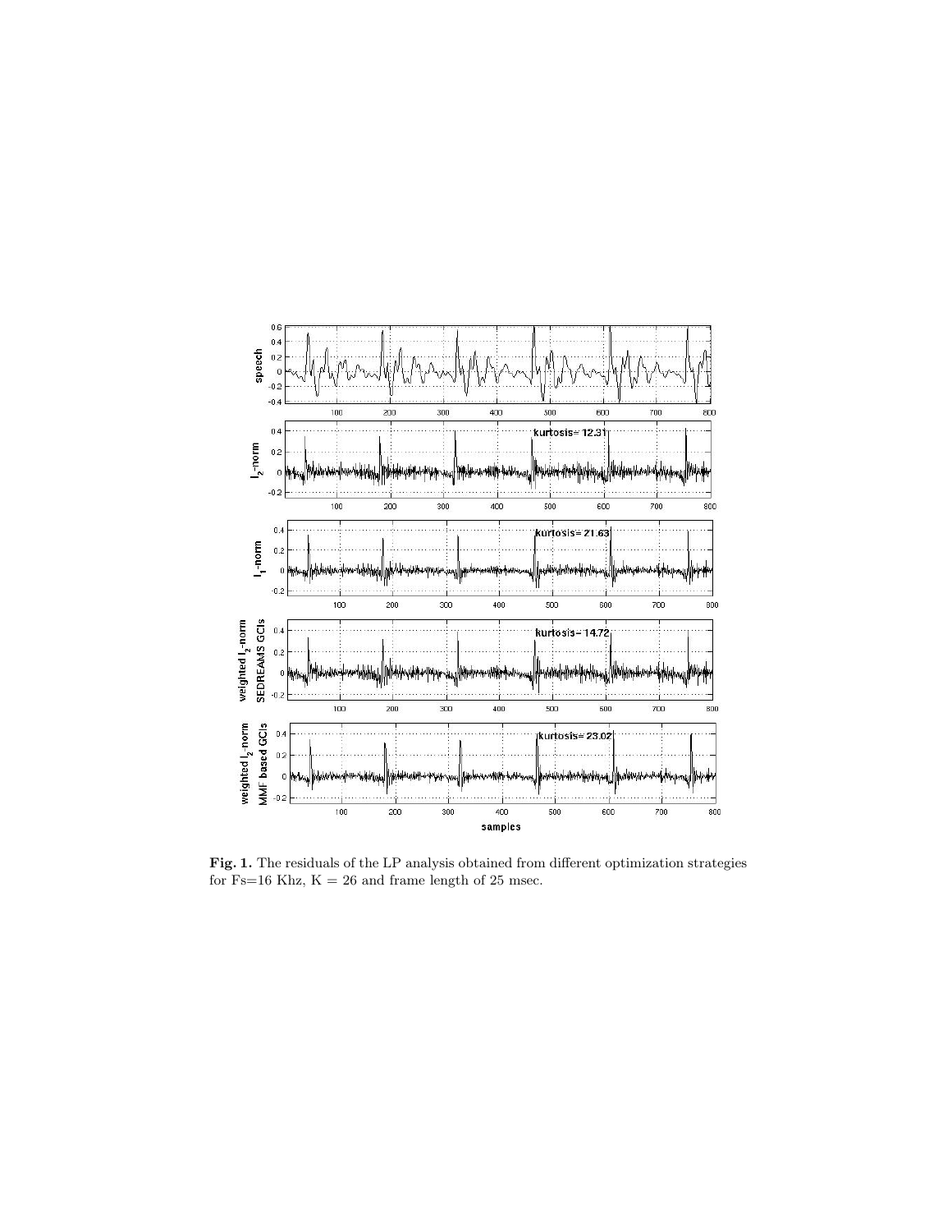**Fig. 1.** The residuals of the LP analysis obtained from different optimization strategies for Fs=16 Khz, K = 26 and frame length of 25 msec.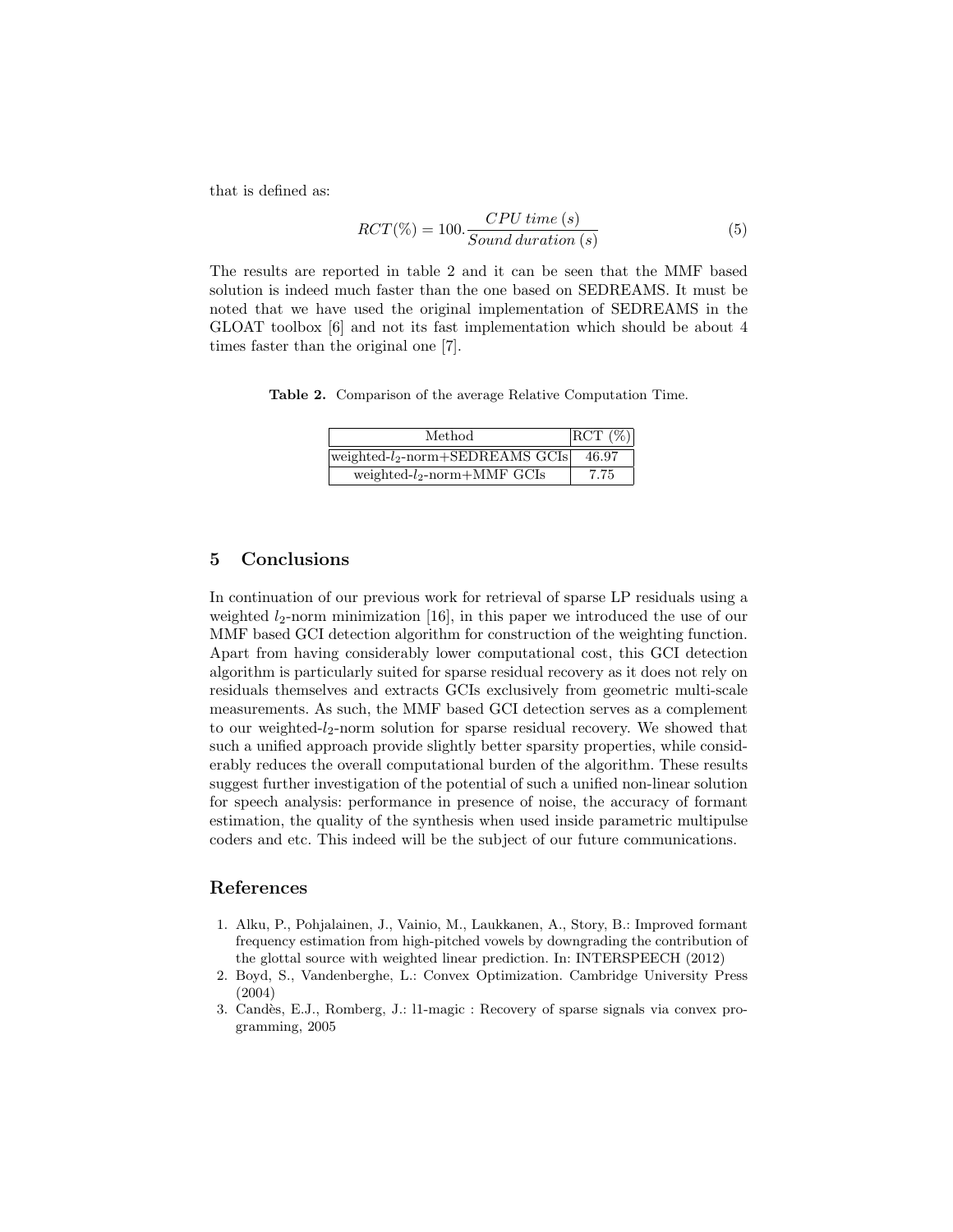that is defined as:

$$RCT(\%) = 100. \frac{CPU\ time\ (s)}{Sound\ duration\ (s)} \tag{5}$$

The results are reported in table 2 and it can be seen that the MMF based solution is indeed much faster than the one based on SEDREAMS. It must be noted that we have used the original implementation of SEDREAMS in the GLOAT toolbox [6] and not its fast implementation which should be about 4 times faster than the original one [7].

**Table 2.** Comparison of the average Relative Computation Time.

| Method | RCT (%) |
|---|---|
| weighted-$l_2$-norm+SEDREAMS GCIs | 46.97 |
| weighted-$l_2$-norm+MMF GCIs | 7.75 |

## 5 Conclusions

In continuation of our previous work for retrieval of sparse LP residuals using a weighted $l_2$-norm minimization [16], in this paper we introduced the use of our MMF based GCI detection algorithm for construction of the weighting function. Apart from having considerably lower computational cost, this GCI detection algorithm is particularly suited for sparse residual recovery as it does not rely on residuals themselves and extracts GCIs exclusively from geometric multi-scale measurements. As such, the MMF based GCI detection serves as a complement to our weighted-$l_2$-norm solution for sparse residual recovery. We showed that such a unified approach provide slightly better sparsity properties, while considerably reduces the overall computational burden of the algorithm. These results suggest further investigation of the potential of such a unified non-linear solution for speech analysis: performance in presence of noise, the accuracy of formant estimation, the quality of the synthesis when used inside parametric multipulse coders and etc. This indeed will be the subject of our future communications.

## References

1. Alku, P., Pohjalainen, J., Vainio, M., Laukkanen, A., Story, B.: Improved formant frequency estimation from high-pitched vowels by downgrading the contribution of the glottal source with weighted linear prediction. In: INTERSPEECH (2012)
2. Boyd, S., Vandenberghe, L.: Convex Optimization. Cambridge University Press (2004)
3. Candès, E.J., Romberg, J.: l1-magic : Recovery of sparse signals via convex programming, 2005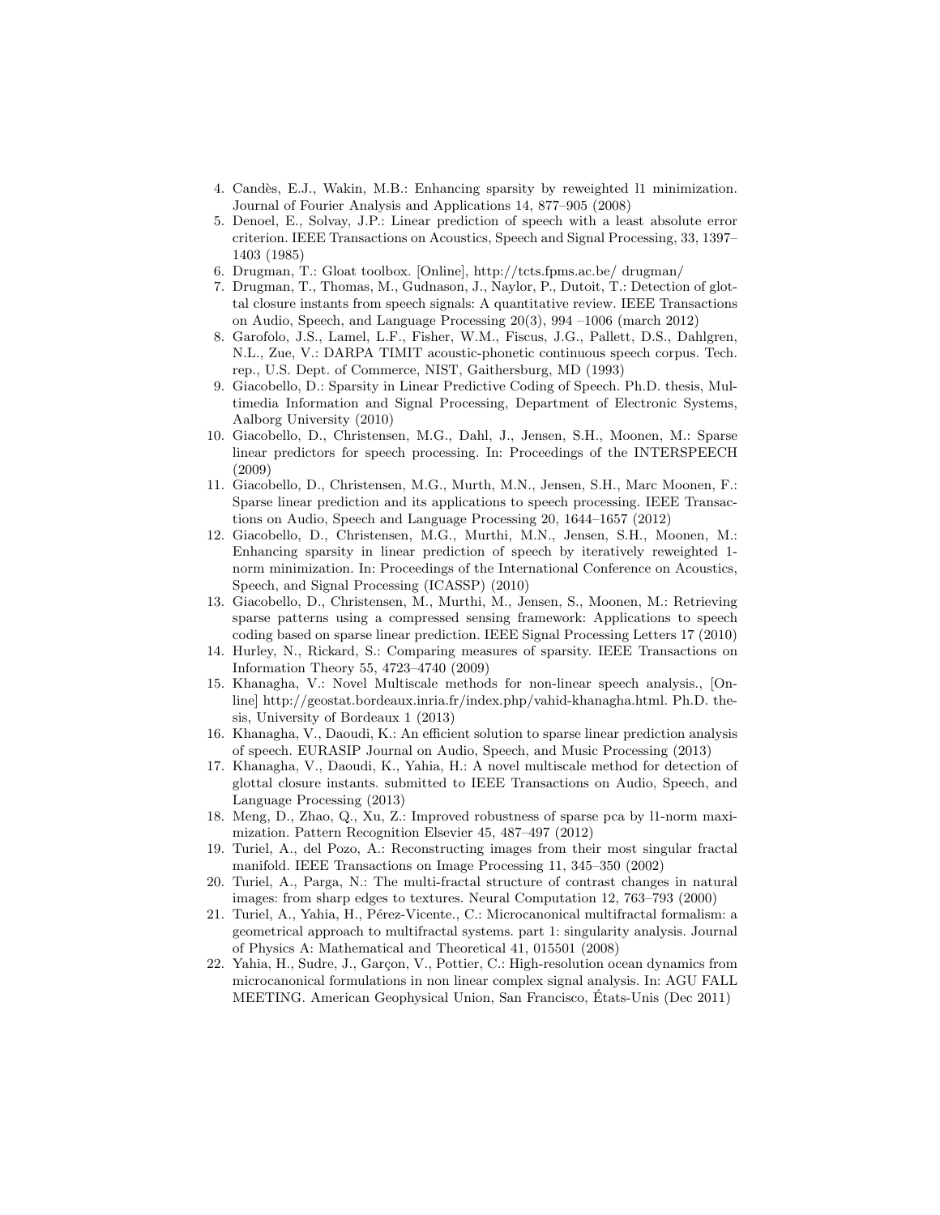4. Candès, E.J., Wakin, M.B.: Enhancing sparsity by reweighted l1 minimization. Journal of Fourier Analysis and Applications 14, 877–905 (2008)
5. Denoel, E., Solvay, J.P.: Linear prediction of speech with a least absolute error criterion. IEEE Transactions on Acoustics, Speech and Signal Processing, 33, 1397–1403 (1985)
6. Drugman, T.: Gloat toolbox. [Online], http://tcts.fpms.ac.be/ drugman/
7. Drugman, T., Thomas, M., Gudnason, J., Naylor, P., Dutoit, T.: Detection of glottal closure instants from speech signals: A quantitative review. IEEE Transactions on Audio, Speech, and Language Processing 20(3), 994 –1006 (march 2012)
8. Garofolo, J.S., Lamel, L.F., Fisher, W.M., Fiscus, J.G., Pallett, D.S., Dahlgren, N.L., Zue, V.: DARPA TIMIT acoustic-phonetic continuous speech corpus. Tech. rep., U.S. Dept. of Commerce, NIST, Gaithersburg, MD (1993)
9. Giacobello, D.: Sparsity in Linear Predictive Coding of Speech. Ph.D. thesis, Multimedia Information and Signal Processing, Department of Electronic Systems, Aalborg University (2010)
10. Giacobello, D., Christensen, M.G., Dahl, J., Jensen, S.H., Moonen, M.: Sparse linear predictors for speech processing. In: Proceedings of the INTERSPEECH (2009)
11. Giacobello, D., Christensen, M.G., Murth, M.N., Jensen, S.H., Marc Moonen, F.: Sparse linear prediction and its applications to speech processing. IEEE Transactions on Audio, Speech and Language Processing 20, 1644–1657 (2012)
12. Giacobello, D., Christensen, M.G., Murthi, M.N., Jensen, S.H., Moonen, M.: Enhancing sparsity in linear prediction of speech by iteratively reweighted 1-norm minimization. In: Proceedings of the International Conference on Acoustics, Speech, and Signal Processing (ICASSP) (2010)
13. Giacobello, D., Christensen, M., Murthi, M., Jensen, S., Moonen, M.: Retrieving sparse patterns using a compressed sensing framework: Applications to speech coding based on sparse linear prediction. IEEE Signal Processing Letters 17 (2010)
14. Hurley, N., Rickard, S.: Comparing measures of sparsity. IEEE Transactions on Information Theory 55, 4723–4740 (2009)
15. Khanagha, V.: Novel Multiscale methods for non-linear speech analysis., [Online] http://geostat.bordeaux.inria.fr/index.php/vahid-khanagha.html. Ph.D. thesis, University of Bordeaux 1 (2013)
16. Khanagha, V., Daoudi, K.: An efficient solution to sparse linear prediction analysis of speech. EURASIP Journal on Audio, Speech, and Music Processing (2013)
17. Khanagha, V., Daoudi, K., Yahia, H.: A novel multiscale method for detection of glottal closure instants. submitted to IEEE Transactions on Audio, Speech, and Language Processing (2013)
18. Meng, D., Zhao, Q., Xu, Z.: Improved robustness of sparse pca by l1-norm maximization. Pattern Recognition Elsevier 45, 487–497 (2012)
19. Turiel, A., del Pozo, A.: Reconstructing images from their most singular fractal manifold. IEEE Transactions on Image Processing 11, 345–350 (2002)
20. Turiel, A., Parga, N.: The multi-fractal structure of contrast changes in natural images: from sharp edges to textures. Neural Computation 12, 763–793 (2000)
21. Turiel, A., Yahia, H., Pérez-Vicente., C.: Microcanonical multifractal formalism: a geometrical approach to multifractal systems. part 1: singularity analysis. Journal of Physics A: Mathematical and Theoretical 41, 015501 (2008)
22. Yahia, H., Sudre, J., Garçon, V., Pottier, C.: High-resolution ocean dynamics from microcanonical formulations in non linear complex signal analysis. In: AGU FALL MEETING. American Geophysical Union, San Francisco, États-Unis (Dec 2011)